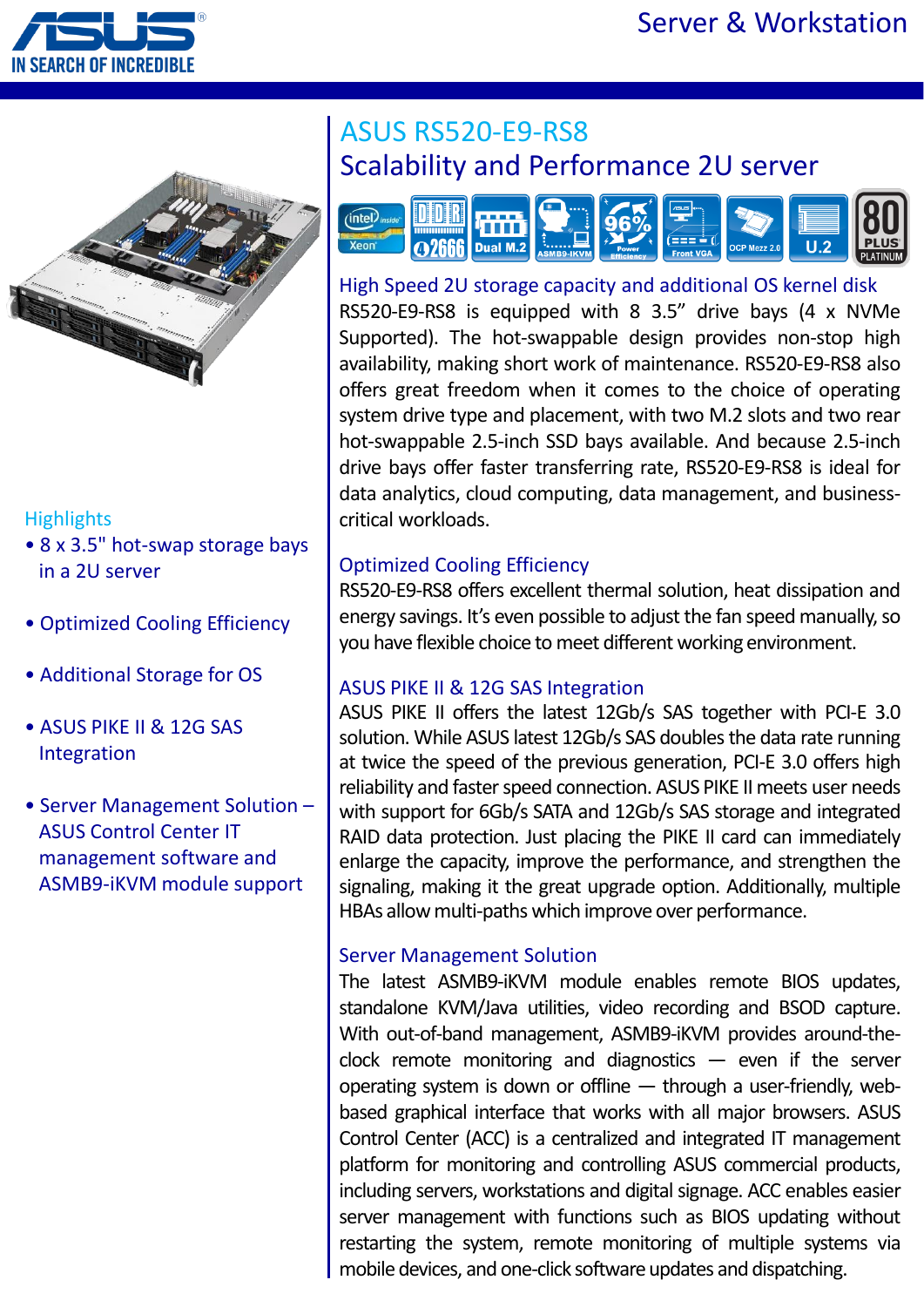# ASUS RS520-E9-RS8

## Scalability and Performance 2U server

### Highlights

- 8 x 3.5" hot-swap storage bays in a 2U server
- Optimized Cooling Efficiency
- Additional Storage for OS
- ASUS PIKE II & 12G SAS Integration
- Server Management Solution – ASUS Control Center IT management software and ASMB9-iKVM module support

### High Speed 2U storage capacity and additional OS kernel disk

RS520-E9-RS8 is equipped with 8 3.5" drive bays (4 x NVMe Supported). The hot-swappable design provides non-stop high availability, making short work of maintenance. RS520-E9-RS8 also offers great freedom when it comes to the choice of operating system drive type and placement, with two M.2 slots and two rear hot-swappable 2.5-inch SSD bays available. And because 2.5-inch drive bays offer faster transferring rate, RS520-E9-RS8 is ideal for data analytics, cloud computing, data management, and business-critical workloads.

### Optimized Cooling Efficiency

RS520-E9-RS8 offers excellent thermal solution, heat dissipation and energy savings. It's even possible to adjust the fan speed manually, so you have flexible choice to meet different working environment.

### ASUS PIKE II & 12G SAS Integration

ASUS PIKE II offers the latest 12Gb/s SAS together with PCI-E 3.0 solution. While ASUS latest 12Gb/s SAS doubles the data rate running at twice the speed of the previous generation, PCI-E 3.0 offers high reliability and faster speed connection. ASUS PIKE II meets user needs with support for 6Gb/s SATA and 12Gb/s SAS storage and integrated RAID data protection. Just placing the PIKE II card can immediately enlarge the capacity, improve the performance, and strengthen the signaling, making it the great upgrade option. Additionally, multiple HBAs allow multi-paths which improve over performance.

### Server Management Solution

The latest ASMB9-iKVM module enables remote BIOS updates, standalone KVM/Java utilities, video recording and BSOD capture. With out-of-band management, ASMB9-iKVM provides around-the-clock remote monitoring and diagnostics — even if the server operating system is down or offline — through a user-friendly, web-based graphical interface that works with all major browsers. ASUS Control Center (ACC) is a centralized and integrated IT management platform for monitoring and controlling ASUS commercial products, including servers, workstations and digital signage. ACC enables easier server management with functions such as BIOS updating without restarting the system, remote monitoring of multiple systems via mobile devices, and one-click software updates and dispatching.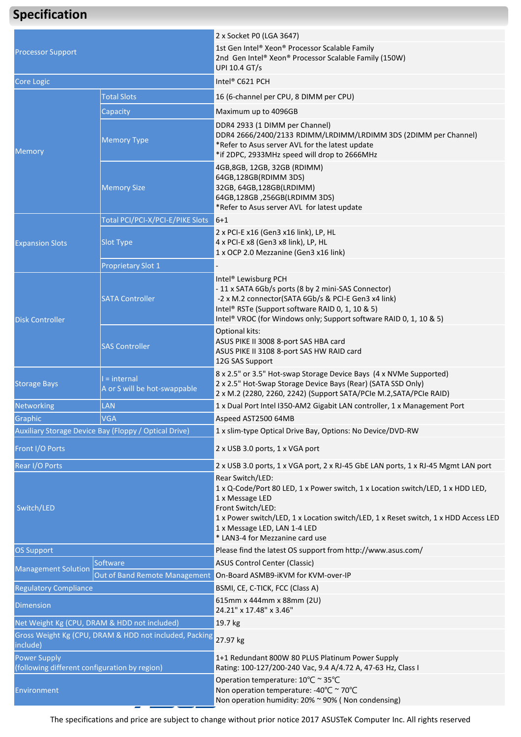## Specification

| | | |
|---|---|---|
| Processor Support | | 2 x Socket P0 (LGA 3647)<br>1st Gen Intel® Xeon® Processor Scalable Family<br>2nd Gen Intel® Xeon® Processor Scalable Family (150W)<br>UPI 10.4 GT/s |
| Core Logic | | Intel® C621 PCH |
| Memory | Total Slots | 16 (6-channel per CPU, 8 DIMM per CPU) |
| | Capacity | Maximum up to 4096GB |
| | Memory Type | DDR4 2933 (1 DIMM per Channel)<br>DDR4 2666/2400/2133 RDIMM/LRDIMM/LRDIMM 3DS (2DIMM per Channel)<br>*Refer to Asus server AVL for the latest update<br>*if 2DPC, 2933MHz speed will drop to 2666MHz |
| | Memory Size | 4GB,8GB, 12GB, 32GB (RDIMM)<br>64GB,128GB(RDIMM 3DS)<br>32GB, 64GB,128GB(LRDIMM)<br>64GB,128GB ,256GB(LRDIMM 3DS)<br>*Refer to Asus server AVL for latest update |
| Expansion Slots | Total PCI/PCI-X/PCI-E/PIKE Slots | 6+1 |
| | Slot Type | 2 x PCI-E x16 (Gen3 x16 link), LP, HL<br>4 x PCI-E x8 (Gen3 x8 link), LP, HL<br>1 x OCP 2.0 Mezzanine (Gen3 x16 link) |
| | Proprietary Slot 1 | - |
| Disk Controller | SATA Controller | Intel® Lewisburg PCH<br>- 11 x SATA 6Gb/s ports (8 by 2 mini-SAS Connector)<br>-2 x M.2 connector(SATA 6Gb/s & PCI-E Gen3 x4 link)<br>Intel® RSTe (Support software RAID 0, 1, 10 & 5)<br>Intel® VROC (for Windows only; Support software RAID 0, 1, 10 & 5) |
| | SAS Controller | Optional kits:<br>ASUS PIKE II 3008 8-port SAS HBA card<br>ASUS PIKE II 3108 8-port SAS HW RAID card<br>12G SAS Support |
| Storage Bays | I = internal<br>A or S will be hot-swappable | 8 x 2.5" or 3.5" Hot-swap Storage Device Bays (4 x NVMe Supported)<br>2 x 2.5" Hot-Swap Storage Device Bays (Rear) (SATA SSD Only)<br>2 x M.2 (2280, 2260, 2242) (Support SATA/PCIe M.2,SATA/PCIe RAID) |
| Networking | LAN | 1 x Dual Port Intel I350-AM2 Gigabit LAN controller, 1 x Management Port |
| Graphic | VGA | Aspeed AST2500 64MB |
| Auxiliary Storage Device Bay (Floppy / Optical Drive) | | 1 x slim-type Optical Drive Bay, Options: No Device/DVD-RW |
| Front I/O Ports | | 2 x USB 3.0 ports, 1 x VGA port |
| Rear I/O Ports | | 2 x USB 3.0 ports, 1 x VGA port, 2 x RJ-45 GbE LAN ports, 1 x RJ-45 Mgmt LAN port |
| Switch/LED | | Rear Switch/LED:<br>1 x Q-Code/Port 80 LED, 1 x Power switch, 1 x Location switch/LED, 1 x HDD LED,<br>1 x Message LED<br>Front Switch/LED:<br>1 x Power switch/LED, 1 x Location switch/LED, 1 x Reset switch, 1 x HDD Access LED<br>1 x Message LED, LAN 1-4 LED<br>* LAN3-4 for Mezzanine card use |
| OS Support | | Please find the latest OS support from http://www.asus.com/ |
| Management Solution | Software | ASUS Control Center (Classic) |
| | Out of Band Remote Management | On-Board ASMB9-iKVM for KVM-over-IP |
| Regulatory Compliance | | BSMI, CE, C-TICK, FCC (Class A) |
| Dimension | | 615mm x 444mm x 88mm (2U)<br>24.21" x 17.48" x 3.46" |
| Net Weight Kg (CPU, DRAM & HDD not included) | | 19.7 kg |
| Gross Weight Kg (CPU, DRAM & HDD not included, Packing include) | | 27.97 kg |
| Power Supply<br>(following different configuration by region) | | 1+1 Redundant 800W 80 PLUS Platinum Power Supply<br>Rating: 100-127/200-240 Vac, 9.4 A/4.72 A, 47-63 Hz, Class I |
| Environment | | Operation temperature: 10℃ ~ 35℃<br>Non operation temperature: -40℃ ~ 70℃<br>Non operation humidity: 20% ~ 90% ( Non condensing) |

The specifications and price are subject to change without prior notice 2017 ASUSTeK Computer Inc. All rights reserved